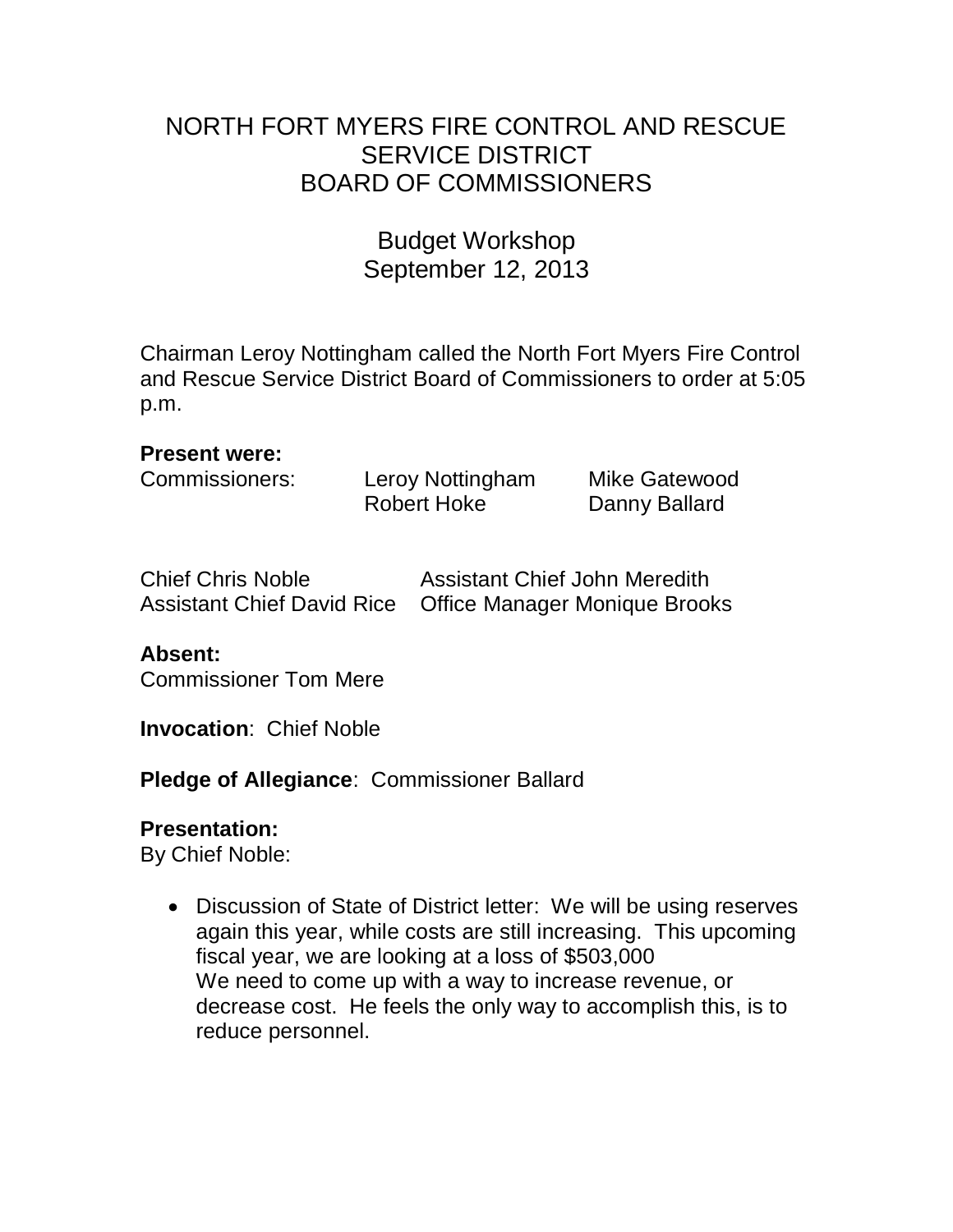# NORTH FORT MYERS FIRE CONTROL AND RESCUE SERVICE DISTRICT
# BOARD OF COMMISSIONERS

## Budget Workshop
## September 12, 2013

Chairman Leroy Nottingham called the North Fort Myers Fire Control and Rescue Service District Board of Commissioners to order at 5:05 p.m.

**Present were:**

| Commissioners: | Leroy Nottingham | Mike Gatewood |
|---|---|---|
| | Robert Hoke | Danny Ballard |

| Chief Chris Noble | Assistant Chief John Meredith |
|---|---|
| Assistant Chief David Rice | Office Manager Monique Brooks |

**Absent:**
Commissioner Tom Mere

**Invocation**: Chief Noble

**Pledge of Allegiance**: Commissioner Ballard

**Presentation:**
By Chief Noble:

- Discussion of State of District letter: We will be using reserves again this year, while costs are still increasing. This upcoming fiscal year, we are looking at a loss of $503,000
  We need to come up with a way to increase revenue, or decrease cost. He feels the only way to accomplish this, is to reduce personnel.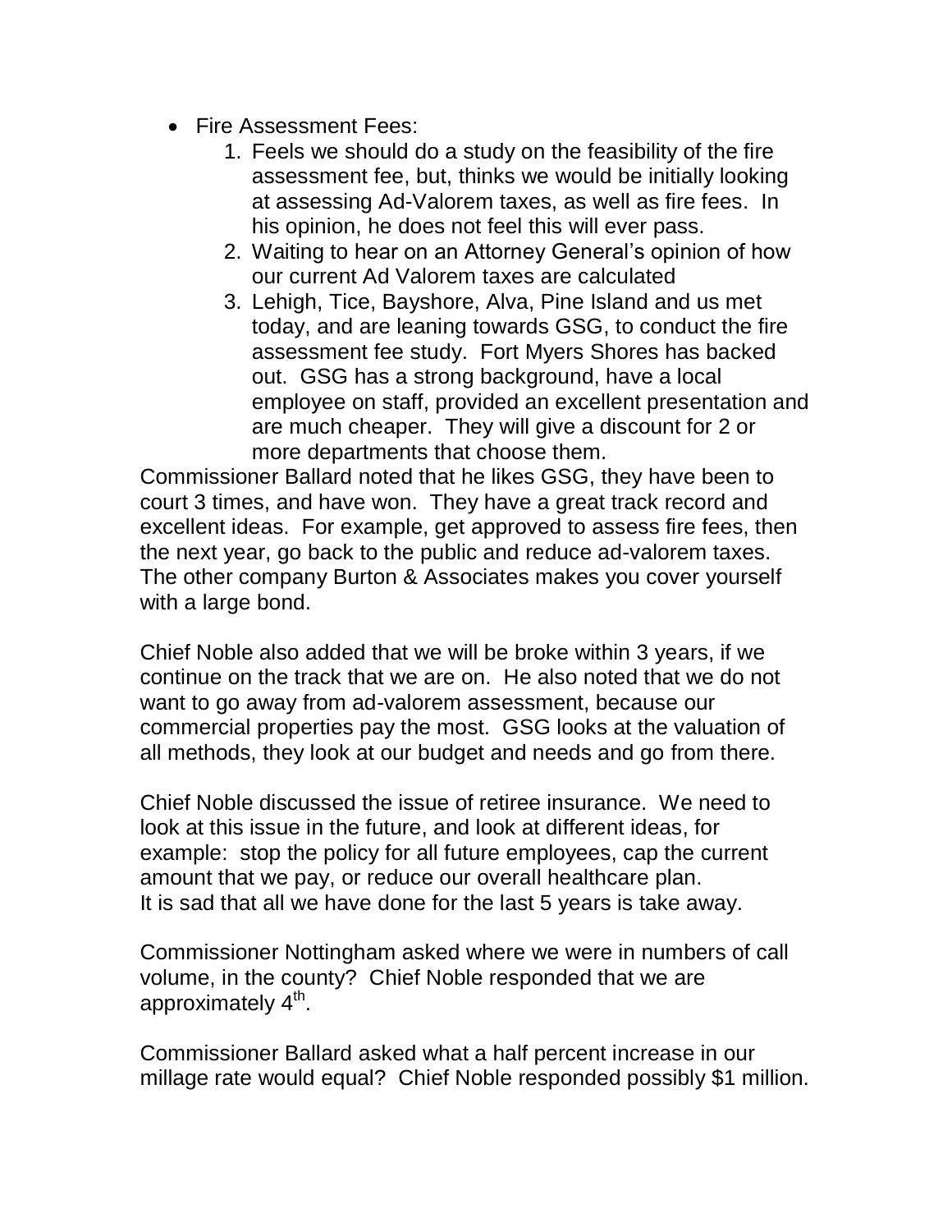- Fire Assessment Fees:
    1. Feels we should do a study on the feasibility of the fire assessment fee, but, thinks we would be initially looking at assessing Ad-Valorem taxes, as well as fire fees. In his opinion, he does not feel this will ever pass.
    2. Waiting to hear on an Attorney General's opinion of how our current Ad Valorem taxes are calculated
    3. Lehigh, Tice, Bayshore, Alva, Pine Island and us met today, and are leaning towards GSG, to conduct the fire assessment fee study. Fort Myers Shores has backed out. GSG has a strong background, have a local employee on staff, provided an excellent presentation and are much cheaper. They will give a discount for 2 or more departments that choose them.

Commissioner Ballard noted that he likes GSG, they have been to court 3 times, and have won. They have a great track record and excellent ideas. For example, get approved to assess fire fees, then the next year, go back to the public and reduce ad-valorem taxes. The other company Burton & Associates makes you cover yourself with a large bond.

Chief Noble also added that we will be broke within 3 years, if we continue on the track that we are on. He also noted that we do not want to go away from ad-valorem assessment, because our commercial properties pay the most. GSG looks at the valuation of all methods, they look at our budget and needs and go from there.

Chief Noble discussed the issue of retiree insurance. We need to look at this issue in the future, and look at different ideas, for example: stop the policy for all future employees, cap the current amount that we pay, or reduce our overall healthcare plan. It is sad that all we have done for the last 5 years is take away.

Commissioner Nottingham asked where we were in numbers of call volume, in the county? Chief Noble responded that we are approximately 4th.

Commissioner Ballard asked what a half percent increase in our millage rate would equal? Chief Noble responded possibly $1 million.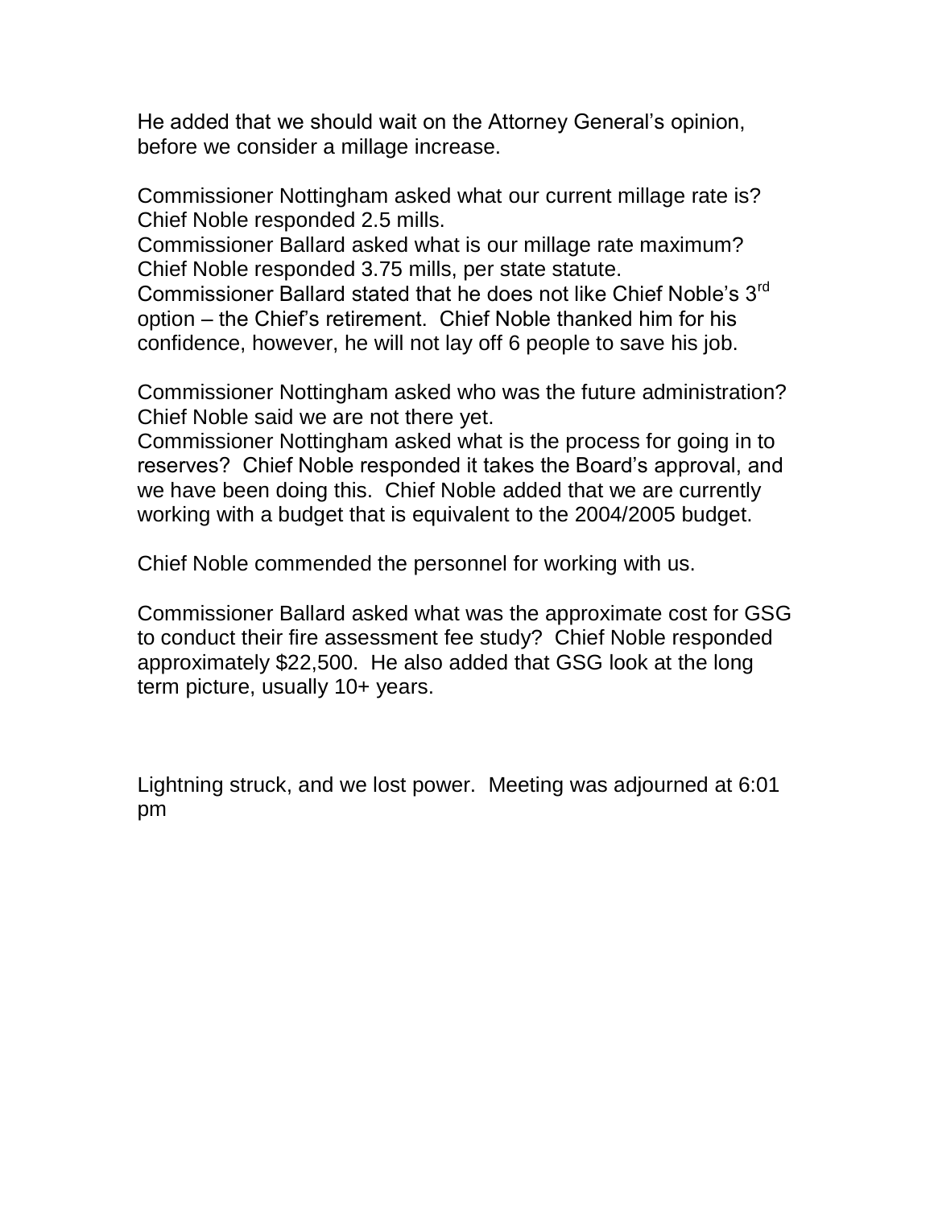He added that we should wait on the Attorney General's opinion, before we consider a millage increase.

Commissioner Nottingham asked what our current millage rate is? Chief Noble responded 2.5 mills.
Commissioner Ballard asked what is our millage rate maximum? Chief Noble responded 3.75 mills, per state statute.
Commissioner Ballard stated that he does not like Chief Noble's 3rd option – the Chief's retirement. Chief Noble thanked him for his confidence, however, he will not lay off 6 people to save his job.

Commissioner Nottingham asked who was the future administration? Chief Noble said we are not there yet.
Commissioner Nottingham asked what is the process for going in to reserves? Chief Noble responded it takes the Board's approval, and we have been doing this. Chief Noble added that we are currently working with a budget that is equivalent to the 2004/2005 budget.

Chief Noble commended the personnel for working with us.

Commissioner Ballard asked what was the approximate cost for GSG to conduct their fire assessment fee study? Chief Noble responded approximately $22,500. He also added that GSG look at the long term picture, usually 10+ years.

Lightning struck, and we lost power. Meeting was adjourned at 6:01 pm